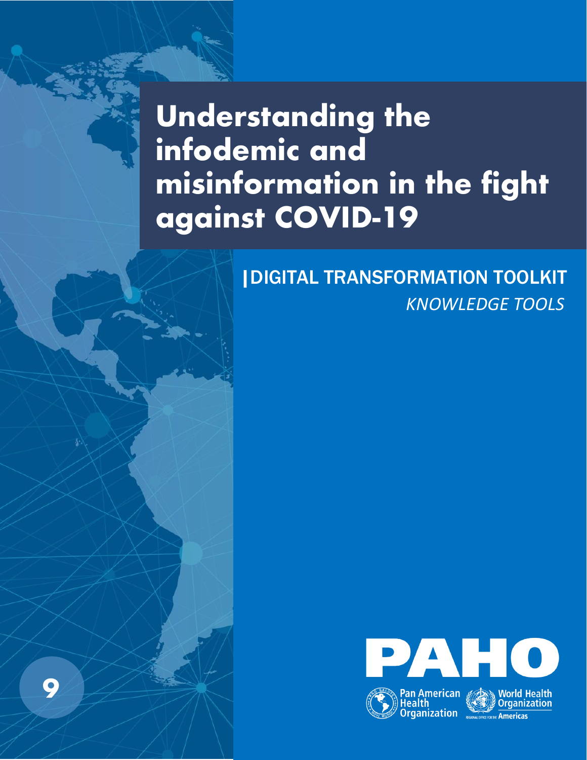# Understanding the infodemic and misinformation in the fight against COVID-19

## |DIGITAL TRANSFORMATION TOOLKIT

*KNOWLEDGE TOOLS*

9

PAHO

Pan American Health Organization

World Health Organization

REGIONAL OFFICE FOR THE Americas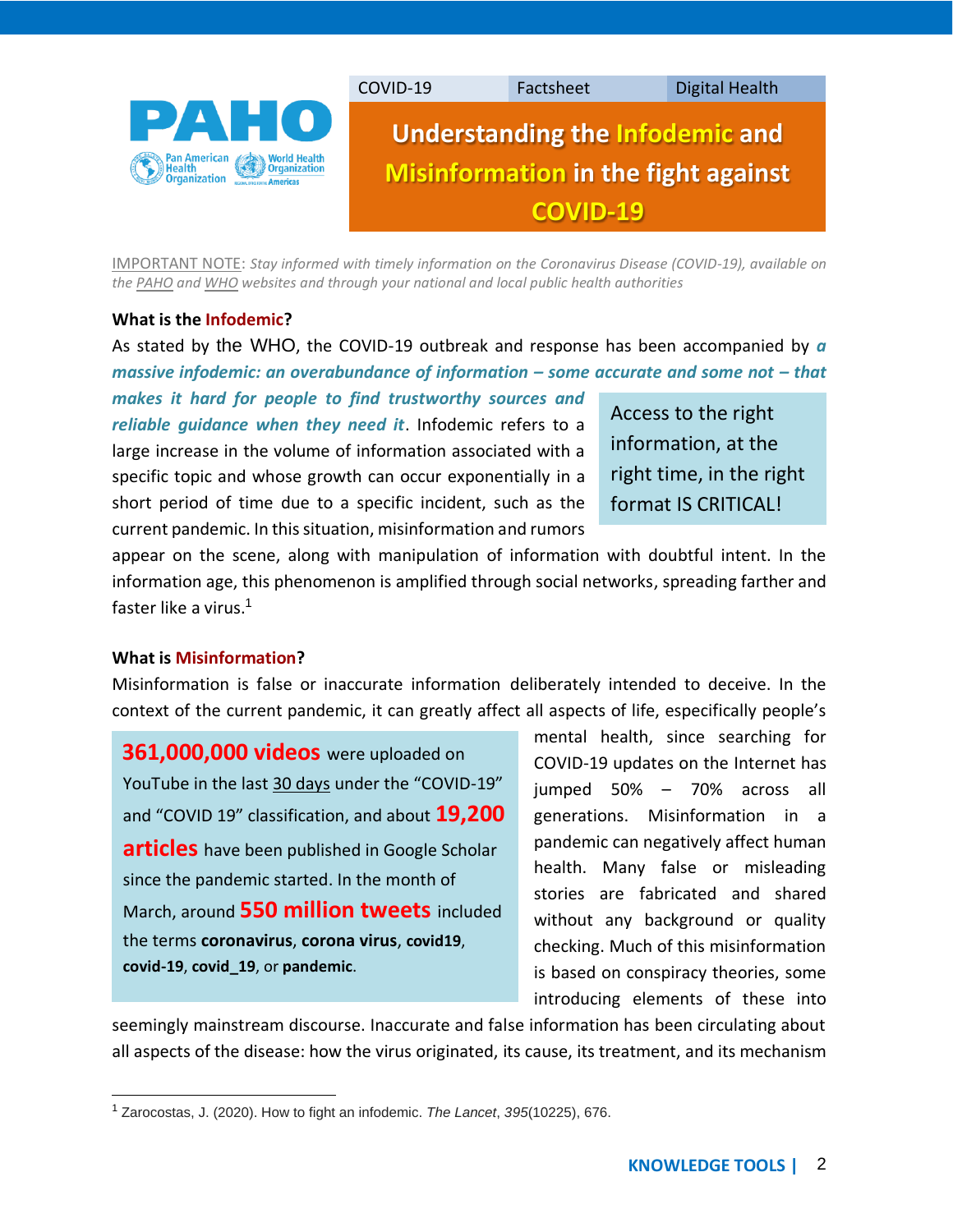COVID-19 | Factsheet | Digital Health

# Understanding the Infodemic and Misinformation in the fight against COVID-19

IMPORTANT NOTE: *Stay informed with timely information on the Coronavirus Disease (COVID-19), available on the PAHO and WHO websites and through your national and local public health authorities*

### What is the Infodemic?

As stated by the WHO, the COVID-19 outbreak and response has been accompanied by ***a massive infodemic: an overabundance of information – some accurate and some not – that makes it hard for people to find trustworthy sources and reliable guidance when they need it***. Infodemic refers to a large increase in the volume of information associated with a specific topic and whose growth can occur exponentially in a short period of time due to a specific incident, such as the current pandemic. In this situation, misinformation and rumors appear on the scene, along with manipulation of information with doubtful intent. In the information age, this phenomenon is amplified through social networks, spreading farther and faster like a virus.[1]

> Access to the right information, at the right time, in the right format IS CRITICAL!

### What is Misinformation?

Misinformation is false or inaccurate information deliberately intended to deceive. In the context of the current pandemic, it can greatly affect all aspects of life, especifically people's mental health, since searching for COVID-19 updates on the Internet has jumped 50% – 70% across all generations. Misinformation in a pandemic can negatively affect human health. Many false or misleading stories are fabricated and shared without any background or quality checking. Much of this misinformation is based on conspiracy theories, some introducing elements of these into seemingly mainstream discourse. Inaccurate and false information has been circulating about all aspects of the disease: how the virus originated, its cause, its treatment, and its mechanism

> **361,000,000 videos** were uploaded on YouTube in the last 30 days under the "COVID-19" and "COVID 19" classification, and about **19,200 articles** have been published in Google Scholar since the pandemic started. In the month of March, around **550 million tweets** included the terms **coronavirus**, **corona virus**, **covid19**, **covid-19**, **covid_19**, or **pandemic**.

[1] Zarocostas, J. (2020). How to fight an infodemic. *The Lancet*, *395*(10225), 676.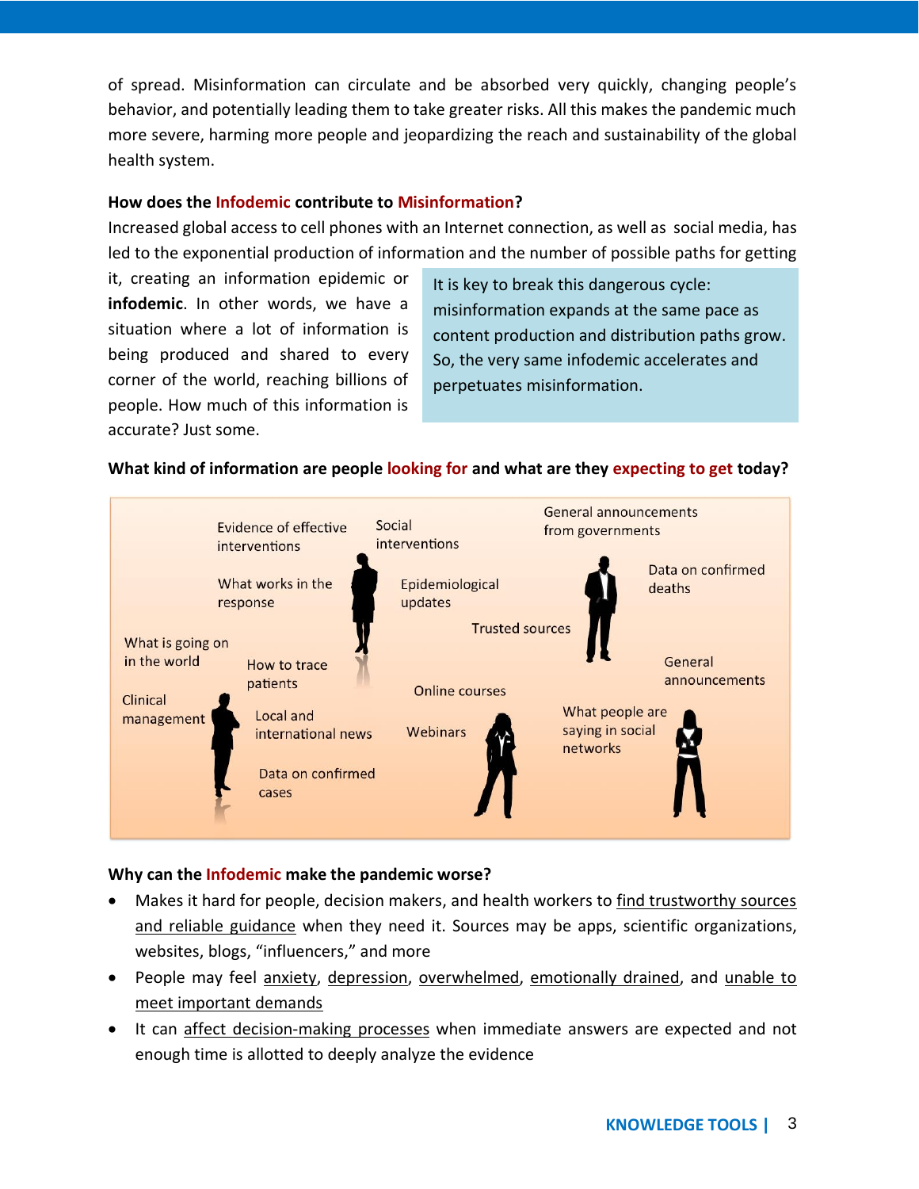of spread. Misinformation can circulate and be absorbed very quickly, changing people's behavior, and potentially leading them to take greater risks. All this makes the pandemic much more severe, harming more people and jeopardizing the reach and sustainability of the global health system.

**How does the Infodemic contribute to Misinformation?**

Increased global access to cell phones with an Internet connection, as well as social media, has led to the exponential production of information and the number of possible paths for getting it, creating an information epidemic or **infodemic**. In other words, we have a situation where a lot of information is being produced and shared to every corner of the world, reaching billions of people. How much of this information is accurate? Just some.

> It is key to break this dangerous cycle: misinformation expands at the same pace as content production and distribution paths grow. So, the very same infodemic accelerates and perpetuates misinformation.

**What kind of information are people looking for and what are they expecting to get today?**

Evidence of effective interventions · Social interventions · General announcements from governments · What works in the response · Epidemiological updates · Data on confirmed deaths · Trusted sources · What is going on in the world · How to trace patients · General announcements · Online courses · Clinical management · Local and international news · Webinars · What people are saying in social networks · Data on confirmed cases

**Why can the Infodemic make the pandemic worse?**

- Makes it hard for people, decision makers, and health workers to find trustworthy sources and reliable guidance when they need it. Sources may be apps, scientific organizations, websites, blogs, "influencers," and more
- People may feel anxiety, depression, overwhelmed, emotionally drained, and unable to meet important demands
- It can affect decision-making processes when immediate answers are expected and not enough time is allotted to deeply analyze the evidence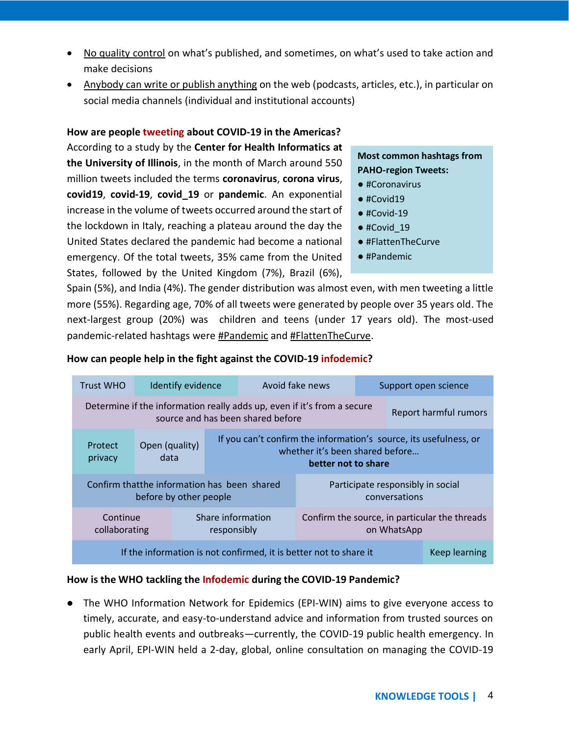- No quality control on what's published, and sometimes, on what's used to take action and make decisions
- Anybody can write or publish anything on the web (podcasts, articles, etc.), in particular on social media channels (individual and institutional accounts)

**How are people tweeting about COVID-19 in the Americas?**

According to a study by the **Center for Health Informatics at the University of Illinois**, in the month of March around 550 million tweets included the terms **coronavirus**, **corona virus**, **covid19**, **covid-19**, **covid_19** or **pandemic**. An exponential increase in the volume of tweets occurred around the start of the lockdown in Italy, reaching a plateau around the day the United States declared the pandemic had become a national emergency. Of the total tweets, 35% came from the United States, followed by the United Kingdom (7%), Brazil (6%), Spain (5%), and India (4%). The gender distribution was almost even, with men tweeting a little more (55%). Regarding age, 70% of all tweets were generated by people over 35 years old. The next-largest group (20%) was children and teens (under 17 years old). The most-used pandemic-related hashtags were #Pandemic and #FlattenTheCurve.

**Most common hashtags from PAHO-region Tweets:**

- #Coronavirus
- #Covid19
- #Covid-19
- #Covid_19
- #FlattenTheCurve
- #Pandemic

**How can people help in the fight against the COVID-19 infodemic?**

- Trust WHO
- Identify evidence
- Avoid fake news
- Support open science
- Determine if the information really adds up, even if it's from a secure source and has been shared before
- Report harmful rumors
- Protect privacy
- Open (quality) data
- If you can't confirm the information's source, its usefulness, or whether it's been shared before… **better not to share**
- Confirm thatthe information has been shared before by other people
- Participate responsibly in social conversations
- Continue collaborating
- Share information responsibly
- Confirm the source, in particular the threads on WhatsApp
- If the information is not confirmed, it is better not to share it
- Keep learning

**How is the WHO tackling the Infodemic during the COVID-19 Pandemic?**

- The WHO Information Network for Epidemics (EPI-WIN) aims to give everyone access to timely, accurate, and easy-to-understand advice and information from trusted sources on public health events and outbreaks—currently, the COVID-19 public health emergency. In early April, EPI-WIN held a 2-day, global, online consultation on managing the COVID-19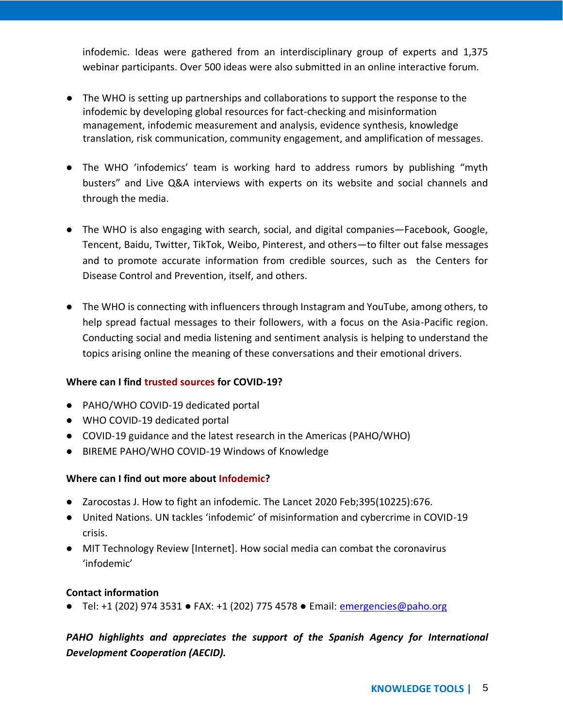infodemic. Ideas were gathered from an interdisciplinary group of experts and 1,375 webinar participants. Over 500 ideas were also submitted in an online interactive forum.

- The WHO is setting up partnerships and collaborations to support the response to the infodemic by developing global resources for fact-checking and misinformation management, infodemic measurement and analysis, evidence synthesis, knowledge translation, risk communication, community engagement, and amplification of messages.

- The WHO 'infodemics' team is working hard to address rumors by publishing "myth busters" and Live Q&A interviews with experts on its website and social channels and through the media.

- The WHO is also engaging with search, social, and digital companies—Facebook, Google, Tencent, Baidu, Twitter, TikTok, Weibo, Pinterest, and others—to filter out false messages and to promote accurate information from credible sources, such as the Centers for Disease Control and Prevention, itself, and others.

- The WHO is connecting with influencers through Instagram and YouTube, among others, to help spread factual messages to their followers, with a focus on the Asia-Pacific region. Conducting social and media listening and sentiment analysis is helping to understand the topics arising online the meaning of these conversations and their emotional drivers.

**Where can I find trusted sources for COVID-19?**

- PAHO/WHO COVID-19 dedicated portal
- WHO COVID-19 dedicated portal
- COVID-19 guidance and the latest research in the Americas (PAHO/WHO)
- BIREME PAHO/WHO COVID-19 Windows of Knowledge

**Where can I find out more about Infodemic?**

- Zarocostas J. How to fight an infodemic. The Lancet 2020 Feb;395(10225):676.
- United Nations. UN tackles 'infodemic' of misinformation and cybercrime in COVID-19 crisis.
- MIT Technology Review [Internet]. How social media can combat the coronavirus 'infodemic'

**Contact information**

- Tel: +1 (202) 974 3531 ● FAX: +1 (202) 775 4578 ● Email: emergencies@paho.org

***PAHO highlights and appreciates the support of the Spanish Agency for International Development Cooperation (AECID).***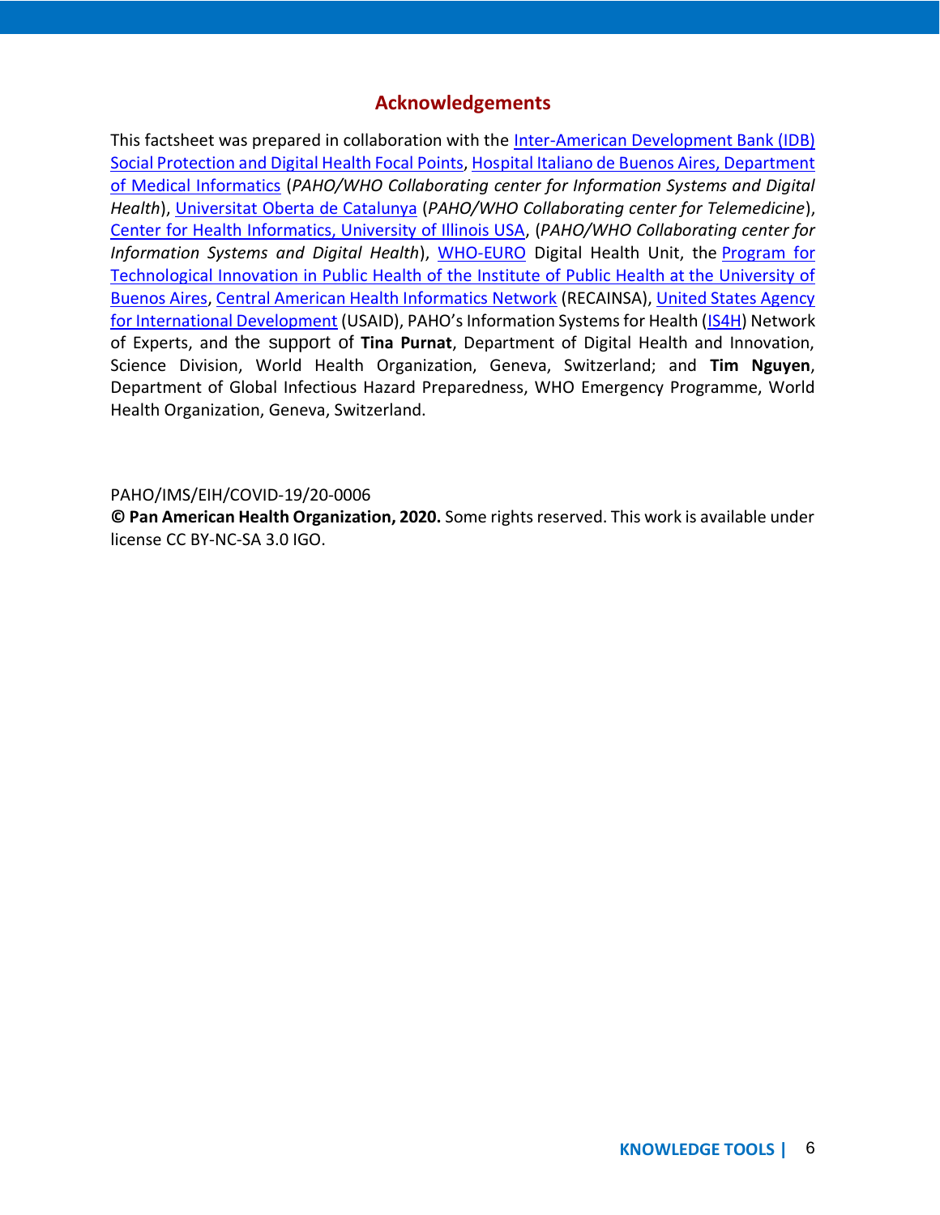## Acknowledgements

This factsheet was prepared in collaboration with the Inter-American Development Bank (IDB) Social Protection and Digital Health Focal Points, Hospital Italiano de Buenos Aires, Department of Medical Informatics (*PAHO/WHO Collaborating center for Information Systems and Digital Health*), Universitat Oberta de Catalunya (*PAHO/WHO Collaborating center for Telemedicine*), Center for Health Informatics, University of Illinois USA, (*PAHO/WHO Collaborating center for Information Systems and Digital Health*), WHO-EURO Digital Health Unit, the Program for Technological Innovation in Public Health of the Institute of Public Health at the University of Buenos Aires, Central American Health Informatics Network (RECAINSA), United States Agency for International Development (USAID), PAHO's Information Systems for Health (IS4H) Network of Experts, and the support of **Tina Purnat**, Department of Digital Health and Innovation, Science Division, World Health Organization, Geneva, Switzerland; and **Tim Nguyen**, Department of Global Infectious Hazard Preparedness, WHO Emergency Programme, World Health Organization, Geneva, Switzerland.

PAHO/IMS/EIH/COVID-19/20-0006

**© Pan American Health Organization, 2020.** Some rights reserved. This work is available under license CC BY-NC-SA 3.0 IGO.